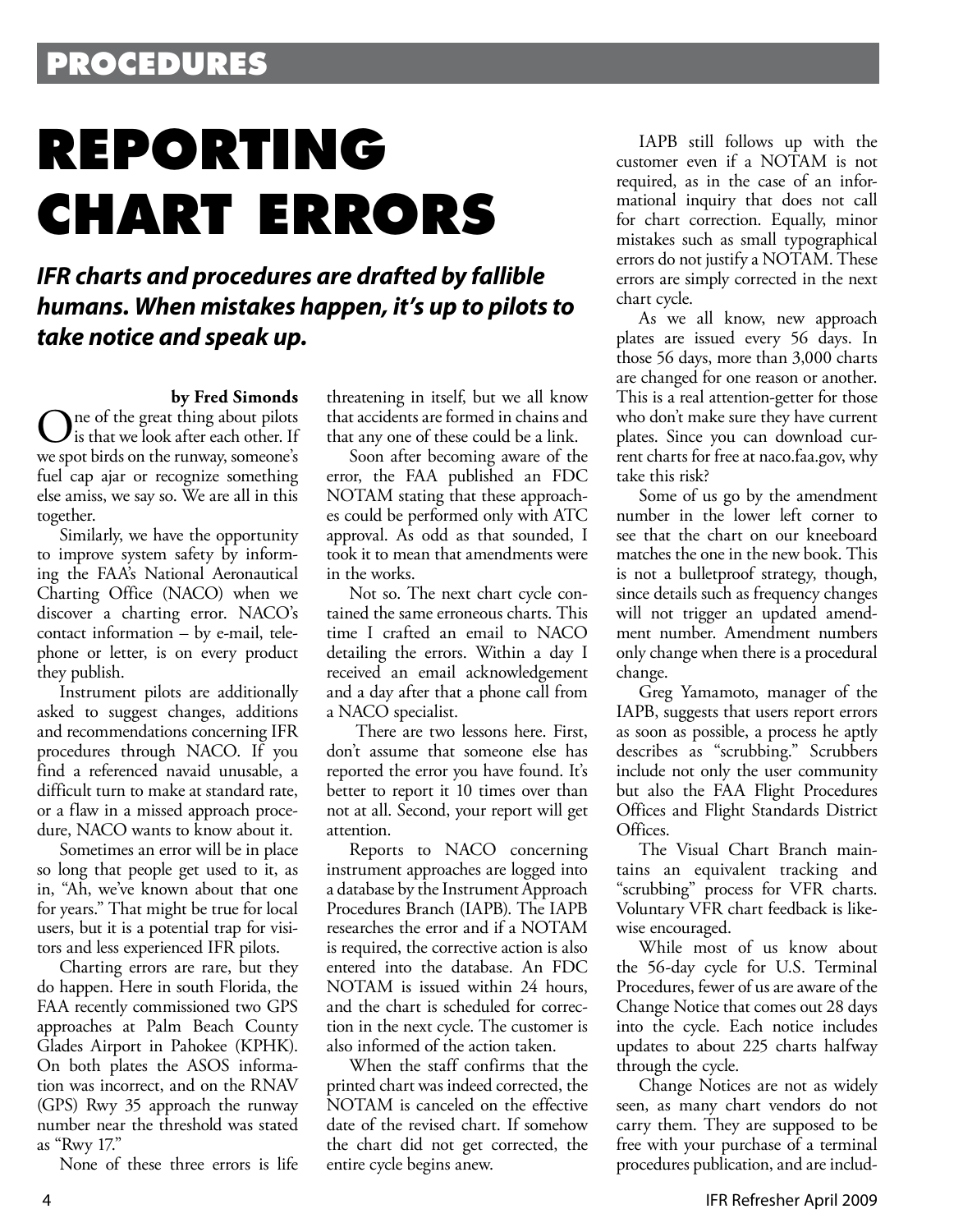PROCEDURES

# REPORTING CHART ERRORS

***IFR charts and procedures are drafted by fallible humans. When mistakes happen, it's up to pilots to take notice and speak up.***

**by Fred Simonds**

One of the great thing about pilots is that we look after each other. If we spot birds on the runway, someone's fuel cap ajar or recognize something else amiss, we say so. We are all in this together.

Similarly, we have the opportunity to improve system safety by informing the FAA's National Aeronautical Charting Office (NACO) when we discover a charting error. NACO's contact information – by e-mail, telephone or letter, is on every product they publish.

Instrument pilots are additionally asked to suggest changes, additions and recommendations concerning IFR procedures through NACO. If you find a referenced navaid unusable, a difficult turn to make at standard rate, or a flaw in a missed approach procedure, NACO wants to know about it.

Sometimes an error will be in place so long that people get used to it, as in, "Ah, we've known about that one for years." That might be true for local users, but it is a potential trap for visitors and less experienced IFR pilots.

Charting errors are rare, but they do happen. Here in south Florida, the FAA recently commissioned two GPS approaches at Palm Beach County Glades Airport in Pahokee (KPHK). On both plates the ASOS information was incorrect, and on the RNAV (GPS) Rwy 35 approach the runway number near the threshold was stated as "Rwy 17."

None of these three errors is life threatening in itself, but we all know that accidents are formed in chains and that any one of these could be a link.

Soon after becoming aware of the error, the FAA published an FDC NOTAM stating that these approaches could be performed only with ATC approval. As odd as that sounded, I took it to mean that amendments were in the works.

Not so. The next chart cycle contained the same erroneous charts. This time I crafted an email to NACO detailing the errors. Within a day I received an email acknowledgement and a day after that a phone call from a NACO specialist.

There are two lessons here. First, don't assume that someone else has reported the error you have found. It's better to report it 10 times over than not at all. Second, your report will get attention.

Reports to NACO concerning instrument approaches are logged into a database by the Instrument Approach Procedures Branch (IAPB). The IAPB researches the error and if a NOTAM is required, the corrective action is also entered into the database. An FDC NOTAM is issued within 24 hours, and the chart is scheduled for correction in the next cycle. The customer is also informed of the action taken.

When the staff confirms that the printed chart was indeed corrected, the NOTAM is canceled on the effective date of the revised chart. If somehow the chart did not get corrected, the entire cycle begins anew.

IAPB still follows up with the customer even if a NOTAM is not required, as in the case of an informational inquiry that does not call for chart correction. Equally, minor mistakes such as small typographical errors do not justify a NOTAM. These errors are simply corrected in the next chart cycle.

As we all know, new approach plates are issued every 56 days. In those 56 days, more than 3,000 charts are changed for one reason or another. This is a real attention-getter for those who don't make sure they have current plates. Since you can download current charts for free at naco.faa.gov, why take this risk?

Some of us go by the amendment number in the lower left corner to see that the chart on our kneeboard matches the one in the new book. This is not a bulletproof strategy, though, since details such as frequency changes will not trigger an updated amendment number. Amendment numbers only change when there is a procedural change.

Greg Yamamoto, manager of the IAPB, suggests that users report errors as soon as possible, a process he aptly describes as "scrubbing." Scrubbers include not only the user community but also the FAA Flight Procedures Offices and Flight Standards District Offices.

The Visual Chart Branch maintains an equivalent tracking and "scrubbing" process for VFR charts. Voluntary VFR chart feedback is likewise encouraged.

While most of us know about the 56-day cycle for U.S. Terminal Procedures, fewer of us are aware of the Change Notice that comes out 28 days into the cycle. Each notice includes updates to about 225 charts halfway through the cycle.

Change Notices are not as widely seen, as many chart vendors do not carry them. They are supposed to be free with your purchase of a terminal procedures publication, and are includ-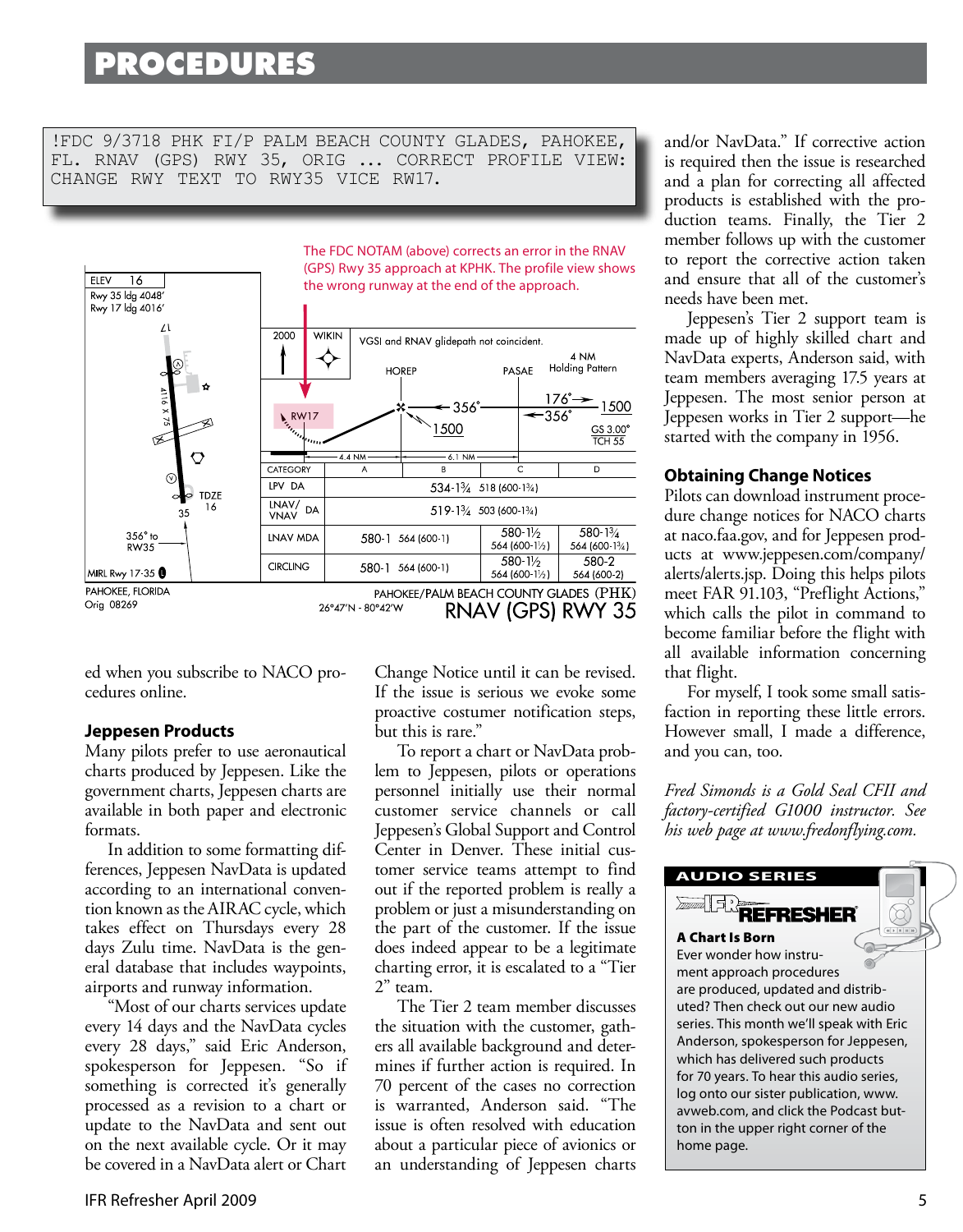# PROCEDURES

```
!FDC 9/3718 PHK FI/P PALM BEACH COUNTY GLADES, PAHOKEE,
FL. RNAV (GPS) RWY 35, ORIG ... CORRECT PROFILE VIEW:
CHANGE RWY TEXT TO RWY35 VICE RW17.
```

The FDC NOTAM (above) corrects an error in the RNAV (GPS) Rwy 35 approach at KPHK. The profile view shows the wrong runway at the end of the approach.

ELEV 16
Rwy 35 ldg 4048'
Rwy 17 ldg 4016'

2000 WIKIN
VGSI and RNAV glidepath not coincident.
HOREP PASAE 4 NM Holding Pattern
RW17 356° 1500 176° 356° 1500
GS 3.00° TCH 55
4.4 NM 6.1 NM

| CATEGORY | A | B | C | D |
|---|---|---|---|---|
| LPV DA | 534-1¾ 518 (600-1¾) | | | |
| LNAV/VNAV DA | 519-1¾ 503 (600-1¾) | | | |
| LNAV MDA | 580-1 564 (600-1) | | 580-1½ 564 (600-1½) | 580-1¾ 564 (600-1¾) |
| CIRCLING | 580-1 564 (600-1) | | 580-1½ 564 (600-1½) | 580-2 564 (600-2) |

4116 X 75
TDZE 16
356° to RW35
MIRL Rwy 17-35
PAHOKEE, FLORIDA
Orig 08269
26°47'N - 80°42'W
PAHOKEE/PALM BEACH COUNTY GLADES (PHK)
RNAV (GPS) RWY 35

ed when you subscribe to NACO procedures online.

### Jeppesen Products

Many pilots prefer to use aeronautical charts produced by Jeppesen. Like the government charts, Jeppesen charts are available in both paper and electronic formats.

In addition to some formatting differences, Jeppesen NavData is updated according to an international convention known as the AIRAC cycle, which takes effect on Thursdays every 28 days Zulu time. NavData is the general database that includes waypoints, airports and runway information.

"Most of our charts services update every 14 days and the NavData cycles every 28 days," said Eric Anderson, spokesperson for Jeppesen. "So if something is corrected it's generally processed as a revision to a chart or update to the NavData and sent out on the next available cycle. Or it may be covered in a NavData alert or Chart Change Notice until it can be revised. If the issue is serious we evoke some proactive costumer notification steps, but this is rare."

To report a chart or NavData problem to Jeppesen, pilots or operations personnel initially use their normal customer service channels or call Jeppesen's Global Support and Control Center in Denver. These initial customer service teams attempt to find out if the reported problem is really a problem or just a misunderstanding on the part of the customer. If the issue does indeed appear to be a legitimate charting error, it is escalated to a "Tier 2" team.

The Tier 2 team member discusses the situation with the customer, gathers all available background and determines if further action is required. In 70 percent of the cases no correction is warranted, Anderson said. "The issue is often resolved with education about a particular piece of avionics or an understanding of Jeppesen charts and/or NavData." If corrective action is required then the issue is researched and a plan for correcting all affected products is established with the production teams. Finally, the Tier 2 member follows up with the customer to report the corrective action taken and ensure that all of the customer's needs have been met.

Jeppesen's Tier 2 support team is made up of highly skilled chart and NavData experts, Anderson said, with team members averaging 17.5 years at Jeppesen. The most senior person at Jeppesen works in Tier 2 support—he started with the company in 1956.

### Obtaining Change Notices

Pilots can download instrument procedure change notices for NACO charts at naco.faa.gov, and for Jeppesen products at www.jeppesen.com/company/alerts/alerts.jsp. Doing this helps pilots meet FAR 91.103, "Preflight Actions," which calls the pilot in command to become familiar before the flight with all available information concerning that flight.

For myself, I took some small satisfaction in reporting these little errors. However small, I made a difference, and you can, too.

*Fred Simonds is a Gold Seal CFII and factory-certified G1000 instructor. See his web page at www.fredonflying.com.*

**AUDIO SERIES**

**IFR REFRESHER**

**A Chart Is Born**

Ever wonder how instrument approach procedures are produced, updated and distributed? Then check out our new audio series. This month we'll speak with Eric Anderson, spokesperson for Jeppesen, which has delivered such products for 70 years. To hear this audio series, log onto our sister publication, www.avweb.com, and click the Podcast button in the upper right corner of the home page.